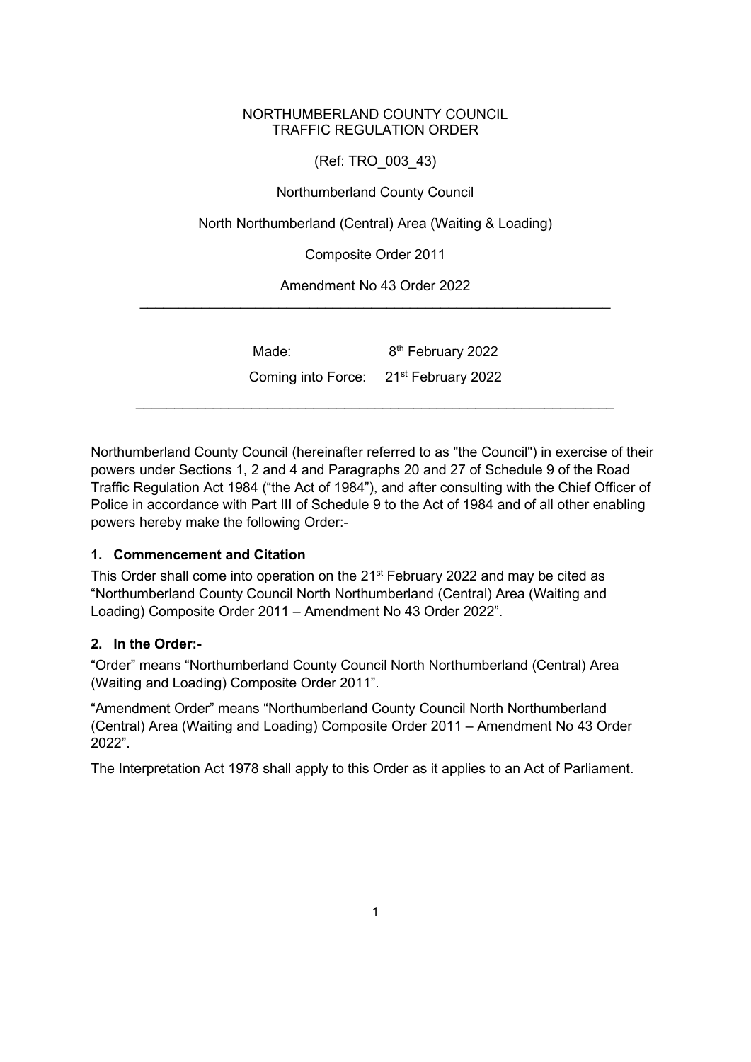NORTHUMBERLAND COUNTY COUNCIL
TRAFFIC REGULATION ORDER

(Ref: TRO_003_43)

Northumberland County Council

North Northumberland (Central) Area (Waiting & Loading)

Composite Order 2011

Amendment No 43 Order 2022

---

| | |
|---|---|
| Made: | 8th February 2022 |
| Coming into Force: | 21st February 2022 |

---

Northumberland County Council (hereinafter referred to as "the Council") in exercise of their powers under Sections 1, 2 and 4 and Paragraphs 20 and 27 of Schedule 9 of the Road Traffic Regulation Act 1984 ("the Act of 1984"), and after consulting with the Chief Officer of Police in accordance with Part III of Schedule 9 to the Act of 1984 and of all other enabling powers hereby make the following Order:-

## 1. Commencement and Citation

This Order shall come into operation on the 21st February 2022 and may be cited as "Northumberland County Council North Northumberland (Central) Area (Waiting and Loading) Composite Order 2011 – Amendment No 43 Order 2022".

## 2. In the Order:-

"Order" means "Northumberland County Council North Northumberland (Central) Area (Waiting and Loading) Composite Order 2011".

"Amendment Order" means "Northumberland County Council North Northumberland (Central) Area (Waiting and Loading) Composite Order 2011 – Amendment No 43 Order 2022".

The Interpretation Act 1978 shall apply to this Order as it applies to an Act of Parliament.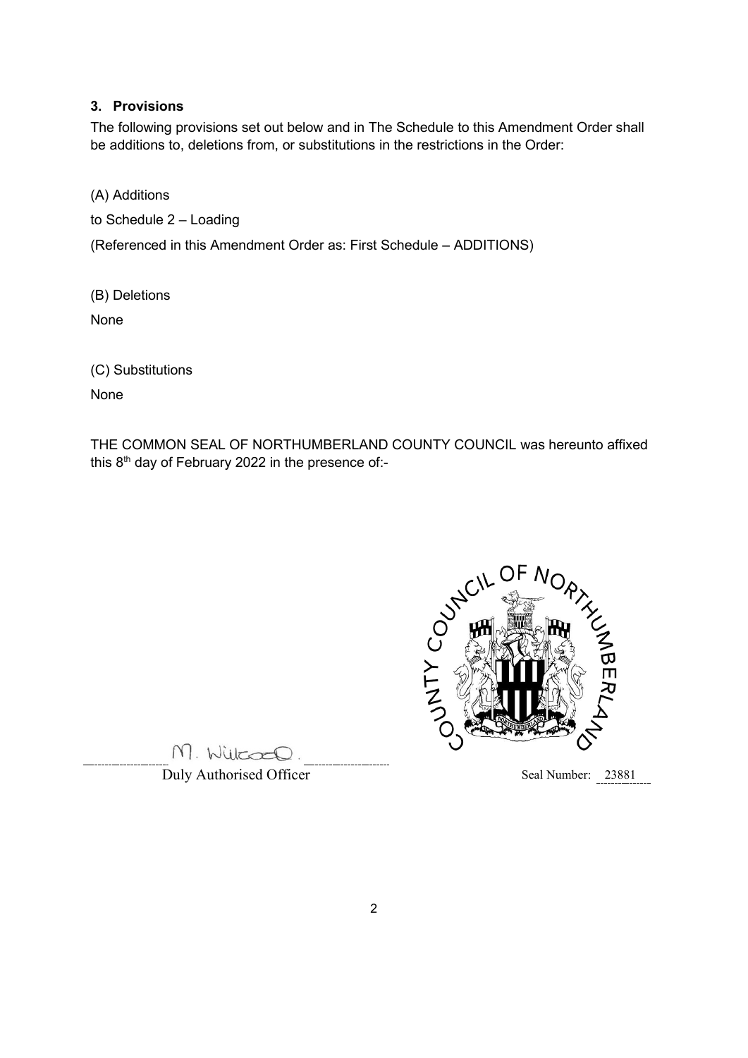### 3. Provisions

The following provisions set out below and in The Schedule to this Amendment Order shall be additions to, deletions from, or substitutions in the restrictions in the Order:

(A) Additions

to Schedule 2 – Loading

(Referenced in this Amendment Order as: First Schedule – ADDITIONS)

(B) Deletions

None

(C) Substitutions

None

THE COMMON SEAL OF NORTHUMBERLAND COUNTY COUNCIL was hereunto affixed this 8th day of February 2022 in the presence of:-

M. Wilcox

Duly Authorised Officer

Seal Number: 23881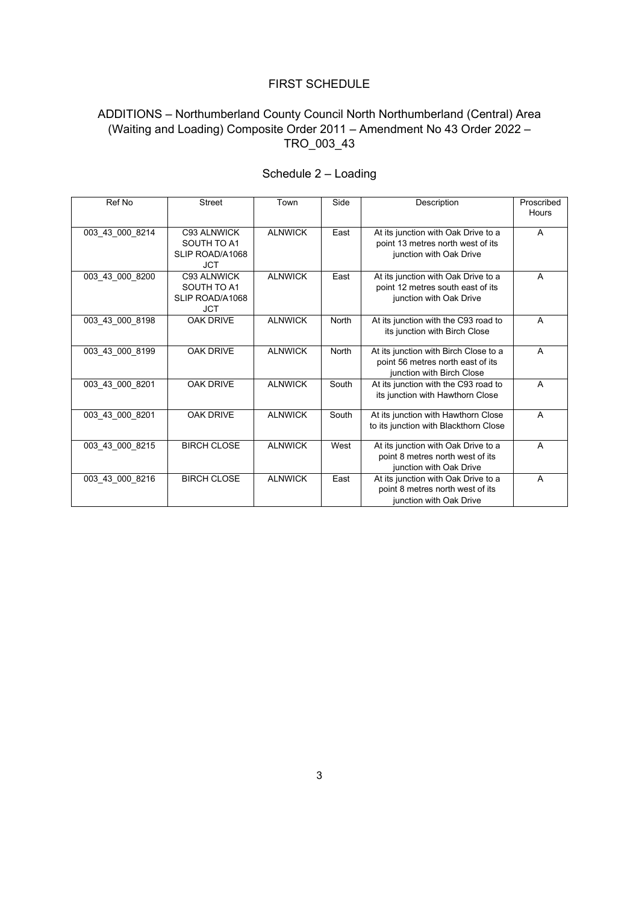# FIRST SCHEDULE

## ADDITIONS – Northumberland County Council North Northumberland (Central) Area (Waiting and Loading) Composite Order 2011 – Amendment No 43 Order 2022 – TRO_003_43

### Schedule 2 – Loading

| Ref No | Street | Town | Side | Description | Proscribed Hours |
|---|---|---|---|---|---|
| 003_43_000_8214 | C93 ALNWICK SOUTH TO A1 SLIP ROAD/A1068 JCT | ALNWICK | East | At its junction with Oak Drive to a point 13 metres north west of its junction with Oak Drive | A |
| 003_43_000_8200 | C93 ALNWICK SOUTH TO A1 SLIP ROAD/A1068 JCT | ALNWICK | East | At its junction with Oak Drive to a point 12 metres south east of its junction with Oak Drive | A |
| 003_43_000_8198 | OAK DRIVE | ALNWICK | North | At its junction with the C93 road to its junction with Birch Close | A |
| 003_43_000_8199 | OAK DRIVE | ALNWICK | North | At its junction with Birch Close to a point 56 metres north east of its junction with Birch Close | A |
| 003_43_000_8201 | OAK DRIVE | ALNWICK | South | At its junction with the C93 road to its junction with Hawthorn Close | A |
| 003_43_000_8201 | OAK DRIVE | ALNWICK | South | At its junction with Hawthorn Close to its junction with Blackthorn Close | A |
| 003_43_000_8215 | BIRCH CLOSE | ALNWICK | West | At its junction with Oak Drive to a point 8 metres north west of its junction with Oak Drive | A |
| 003_43_000_8216 | BIRCH CLOSE | ALNWICK | East | At its junction with Oak Drive to a point 8 metres north west of its junction with Oak Drive | A |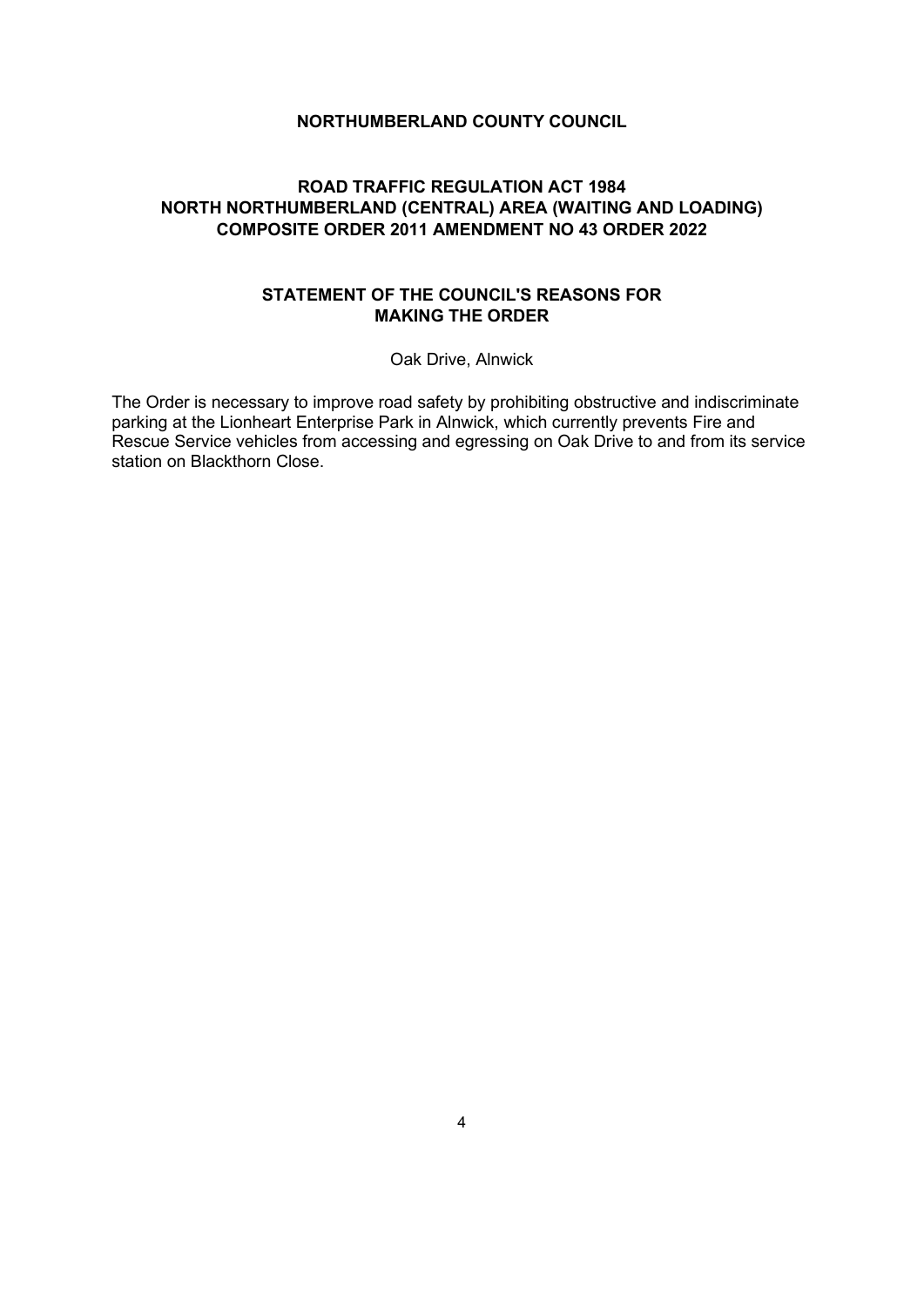**NORTHUMBERLAND COUNTY COUNCIL**

**ROAD TRAFFIC REGULATION ACT 1984**
**NORTH NORTHUMBERLAND (CENTRAL) AREA (WAITING AND LOADING) COMPOSITE ORDER 2011 AMENDMENT NO 43 ORDER 2022**

**STATEMENT OF THE COUNCIL'S REASONS FOR MAKING THE ORDER**

Oak Drive, Alnwick

The Order is necessary to improve road safety by prohibiting obstructive and indiscriminate parking at the Lionheart Enterprise Park in Alnwick, which currently prevents Fire and Rescue Service vehicles from accessing and egressing on Oak Drive to and from its service station on Blackthorn Close.